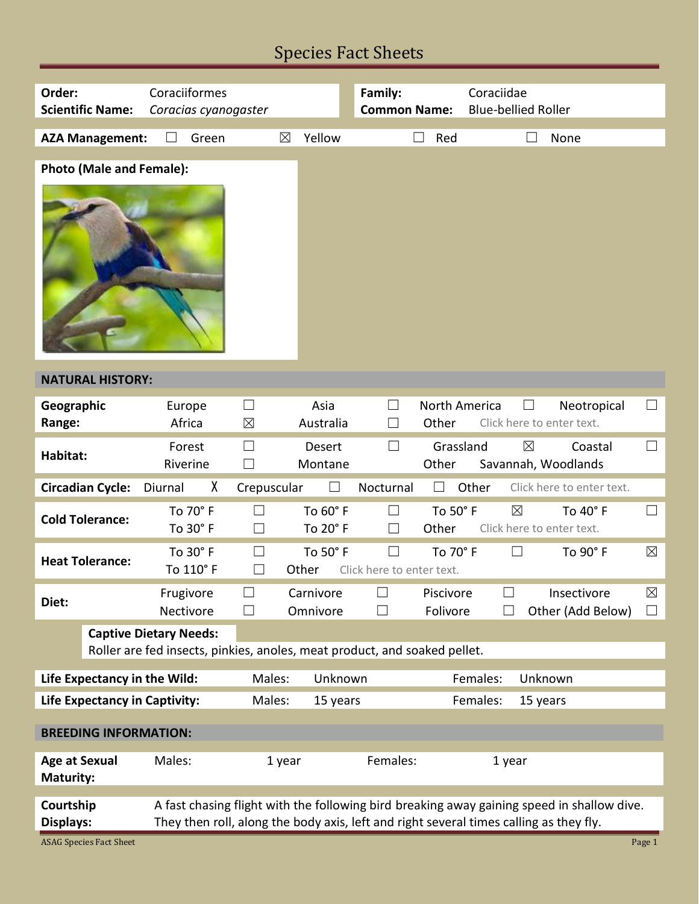# Species Fact Sheets

| | | | |
|---|---|---|---|
| **Order:** | Coraciiformes | **Family:** | Coraciidae |
| **Scientific Name:** | *Coracias cyanogaster* | **Common Name:** | Blue-bellied Roller |

**AZA Management:** ☐ Green ☒ Yellow ☐ Red ☐ None

**Photo (Male and Female):**

## NATURAL HISTORY:

| | | | | | | | | |
|---|---|---|---|---|---|---|---|---|
| **Geographic Range:** | Europe | ☐ | Asia | ☐ | North America | ☐ | Neotropical | ☐ |
| | Africa | ☒ | Australia | ☐ | Other | Click here to enter text. | | |
| **Habitat:** | Forest | ☐ | Desert | ☐ | Grassland | ☒ | Coastal | ☐ |
| | Riverine | ☐ | Montane | | Other | Savannah, Woodlands | | |
| **Circadian Cycle:** | Diurnal | X | Crepuscular | ☐ | Nocturnal | ☐ | Other | Click here to enter text. |
| **Cold Tolerance:** | To 70° F | ☐ | To 60° F | ☐ | To 50° F | ☒ | To 40° F | ☐ |
| | To 30° F | ☐ | To 20° F | ☐ | Other | Click here to enter text. | | |
| **Heat Tolerance:** | To 30° F | ☐ | To 50° F | ☐ | To 70° F | ☐ | To 90° F | ☒ |
| | To 110° F | ☐ | Other | Click here to enter text. | | | | |
| **Diet:** | Frugivore | ☐ | Carnivore | ☐ | Piscivore | ☐ | Insectivore | ☒ |
| | Nectivore | ☐ | Omnivore | ☐ | Folivore | ☐ | Other (Add Below) | ☐ |

**Captive Dietary Needs:**
Roller are fed insects, pinkies, anoles, meat product, and soaked pellet.

| | | | | |
|---|---|---|---|---|
| **Life Expectancy in the Wild:** | Males: | Unknown | Females: | Unknown |
| **Life Expectancy in Captivity:** | Males: | 15 years | Females: | 15 years |

## BREEDING INFORMATION:

| | | | | |
|---|---|---|---|---|
| **Age at Sexual Maturity:** | Males: | 1 year | Females: | 1 year |

**Courtship Displays:** A fast chasing flight with the following bird breaking away gaining speed in shallow dive. They then roll, along the body axis, left and right several times calling as they fly.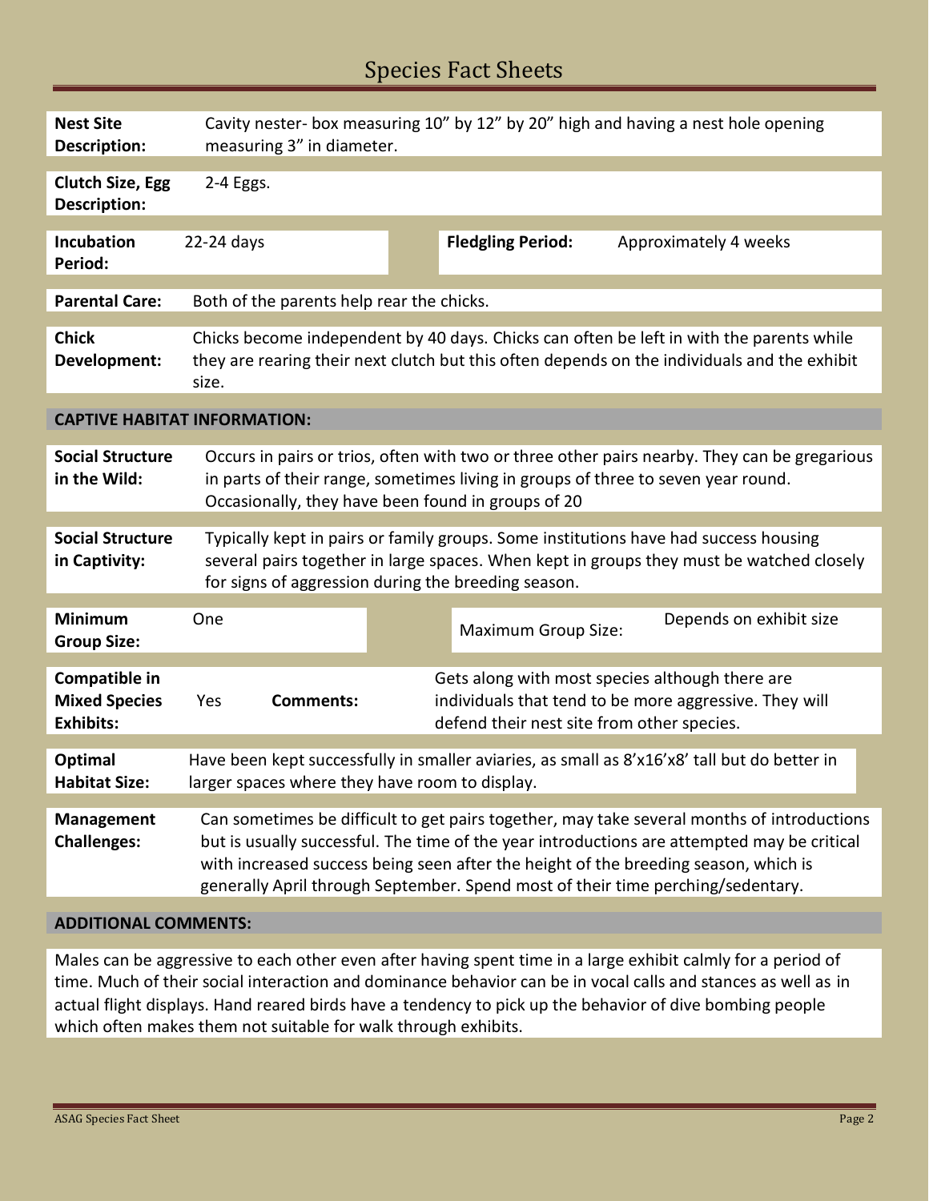# Species Fact Sheets

| | |
|---|---|
| **Nest Site Description:** | Cavity nester- box measuring 10" by 12" by 20" high and having a nest hole opening measuring 3" in diameter. |
| **Clutch Size, Egg Description:** | 2-4 Eggs. |
| **Incubation Period:** | 22-24 days |
| **Fledgling Period:** | Approximately 4 weeks |
| **Parental Care:** | Both of the parents help rear the chicks. |
| **Chick Development:** | Chicks become independent by 40 days. Chicks can often be left in with the parents while they are rearing their next clutch but this often depends on the individuals and the exhibit size. |

## CAPTIVE HABITAT INFORMATION:

| | |
|---|---|
| **Social Structure in the Wild:** | Occurs in pairs or trios, often with two or three other pairs nearby. They can be gregarious in parts of their range, sometimes living in groups of three to seven year round. Occasionally, they have been found in groups of 20 |
| **Social Structure in Captivity:** | Typically kept in pairs or family groups. Some institutions have had success housing several pairs together in large spaces. When kept in groups they must be watched closely for signs of aggression during the breeding season. |
| **Minimum Group Size:** | One |
| Maximum Group Size: | Depends on exhibit size |
| **Compatible in Mixed Species Exhibits:** | Yes |
| **Comments:** | Gets along with most species although there are individuals that tend to be more aggressive. They will defend their nest site from other species. |
| **Optimal Habitat Size:** | Have been kept successfully in smaller aviaries, as small as 8'x16'x8' tall but do better in larger spaces where they have room to display. |
| **Management Challenges:** | Can sometimes be difficult to get pairs together, may take several months of introductions but is usually successful. The time of the year introductions are attempted may be critical with increased success being seen after the height of the breeding season, which is generally April through September. Spend most of their time perching/sedentary. |

## ADDITIONAL COMMENTS:

Males can be aggressive to each other even after having spent time in a large exhibit calmly for a period of time. Much of their social interaction and dominance behavior can be in vocal calls and stances as well as in actual flight displays. Hand reared birds have a tendency to pick up the behavior of dive bombing people which often makes them not suitable for walk through exhibits.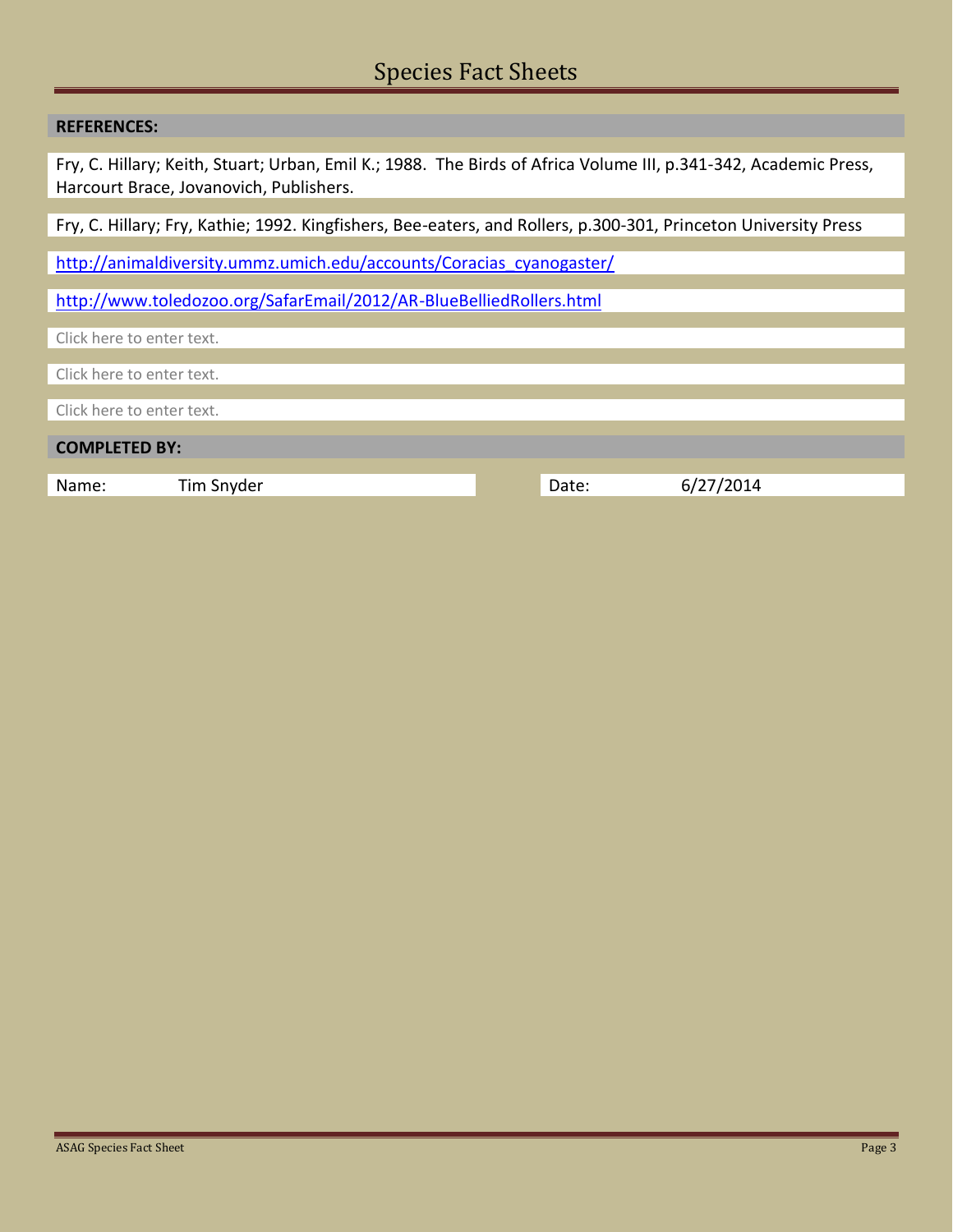## REFERENCES:

Fry, C. Hillary; Keith, Stuart; Urban, Emil K.; 1988. The Birds of Africa Volume III, p.341-342, Academic Press, Harcourt Brace, Jovanovich, Publishers.

Fry, C. Hillary; Fry, Kathie; 1992. Kingfishers, Bee-eaters, and Rollers, p.300-301, Princeton University Press

http://animaldiversity.ummz.umich.edu/accounts/Coracias_cyanogaster/

http://www.toledozoo.org/SafarEmail/2012/AR-BlueBelliedRollers.html

Click here to enter text.

Click here to enter text.

Click here to enter text.

## COMPLETED BY:

| | | | |
|---|---|---|---|
| Name: | Tim Snyder | Date: | 6/27/2014 |